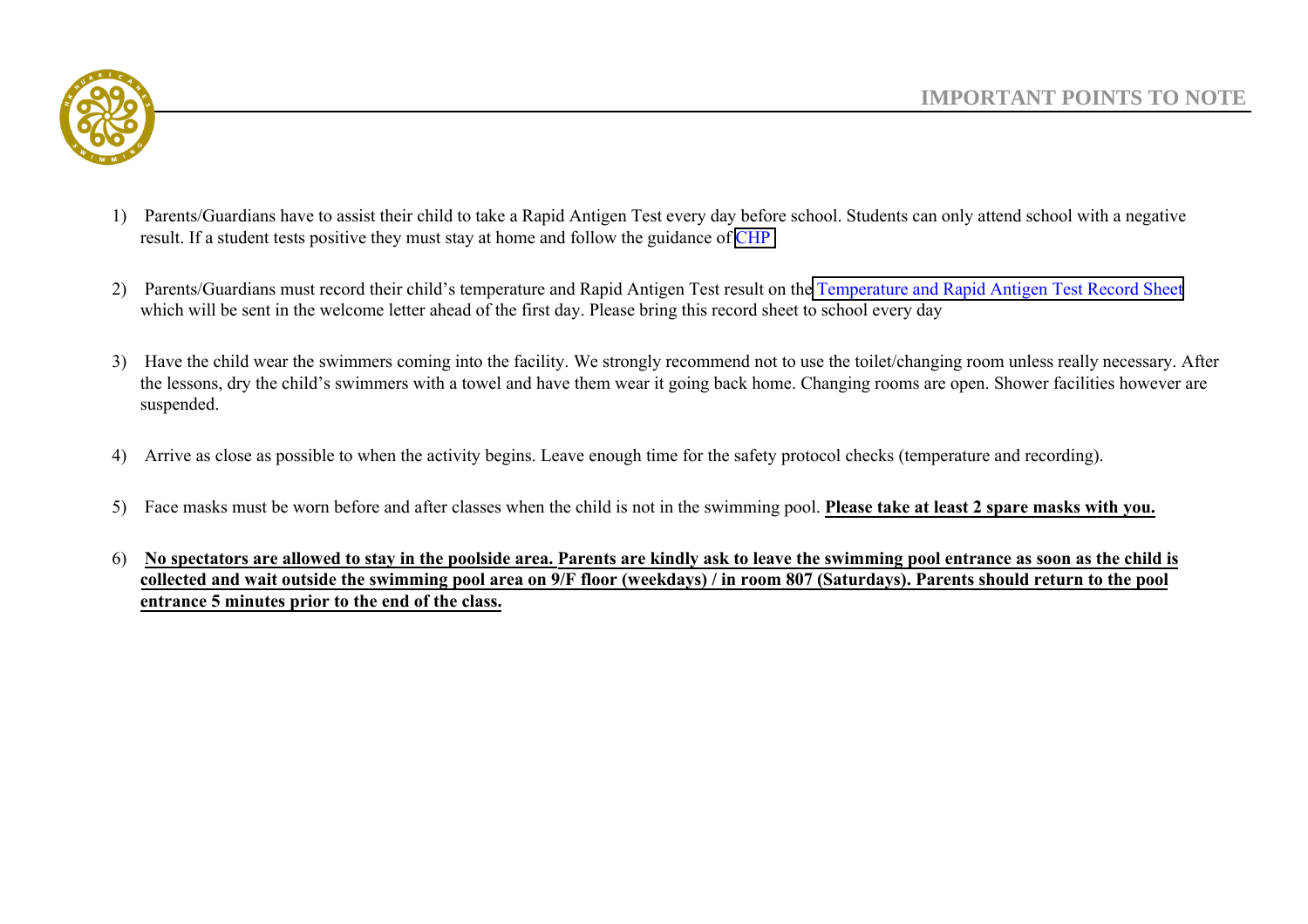# IMPORTANT POINTS TO NOTE

1) Parents/Guardians have to assist their child to take a Rapid Antigen Test every day before school. Students can only attend school with a negative result. If a student tests positive they must stay at home and follow the guidance of CHP

2) Parents/Guardians must record their child's temperature and Rapid Antigen Test result on the Temperature and Rapid Antigen Test Record Sheet which will be sent in the welcome letter ahead of the first day. Please bring this record sheet to school every day

3) Have the child wear the swimmers coming into the facility. We strongly recommend not to use the toilet/changing room unless really necessary. After the lessons, dry the child's swimmers with a towel and have them wear it going back home. Changing rooms are open. Shower facilities however are suspended.

4) Arrive as close as possible to when the activity begins. Leave enough time for the safety protocol checks (temperature and recording).

5) Face masks must be worn before and after classes when the child is not in the swimming pool. **Please take at least 2 spare masks with you.**

6) **No spectators are allowed to stay in the poolside area. Parents are kindly ask to leave the swimming pool entrance as soon as the child is collected and wait outside the swimming pool area on 9/F floor (weekdays) / in room 807 (Saturdays). Parents should return to the pool entrance 5 minutes prior to the end of the class.**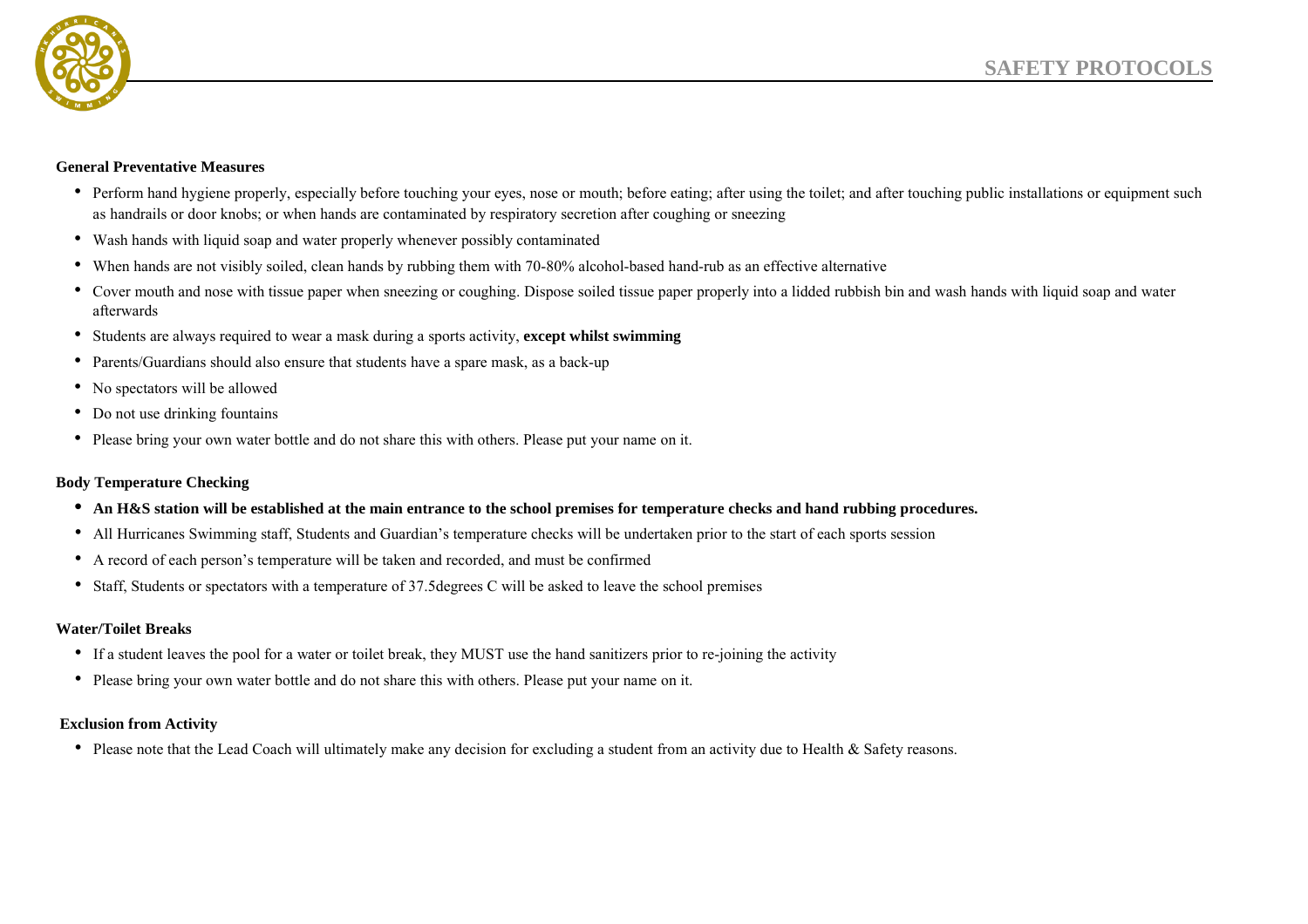# SAFETY PROTOCOLS

**General Preventative Measures**

- Perform hand hygiene properly, especially before touching your eyes, nose or mouth; before eating; after using the toilet; and after touching public installations or equipment such as handrails or door knobs; or when hands are contaminated by respiratory secretion after coughing or sneezing
- Wash hands with liquid soap and water properly whenever possibly contaminated
- When hands are not visibly soiled, clean hands by rubbing them with 70-80% alcohol-based hand-rub as an effective alternative
- Cover mouth and nose with tissue paper when sneezing or coughing. Dispose soiled tissue paper properly into a lidded rubbish bin and wash hands with liquid soap and water afterwards
- Students are always required to wear a mask during a sports activity, **except whilst swimming**
- Parents/Guardians should also ensure that students have a spare mask, as a back-up
- No spectators will be allowed
- Do not use drinking fountains
- Please bring your own water bottle and do not share this with others. Please put your name on it.

**Body Temperature Checking**

- **An H&S station will be established at the main entrance to the school premises for temperature checks and hand rubbing procedures.**
- All Hurricanes Swimming staff, Students and Guardian's temperature checks will be undertaken prior to the start of each sports session
- A record of each person's temperature will be taken and recorded, and must be confirmed
- Staff, Students or spectators with a temperature of 37.5degrees C will be asked to leave the school premises

**Water/Toilet Breaks**

- If a student leaves the pool for a water or toilet break, they MUST use the hand sanitizers prior to re-joining the activity
- Please bring your own water bottle and do not share this with others. Please put your name on it.

**Exclusion from Activity**

- Please note that the Lead Coach will ultimately make any decision for excluding a student from an activity due to Health & Safety reasons.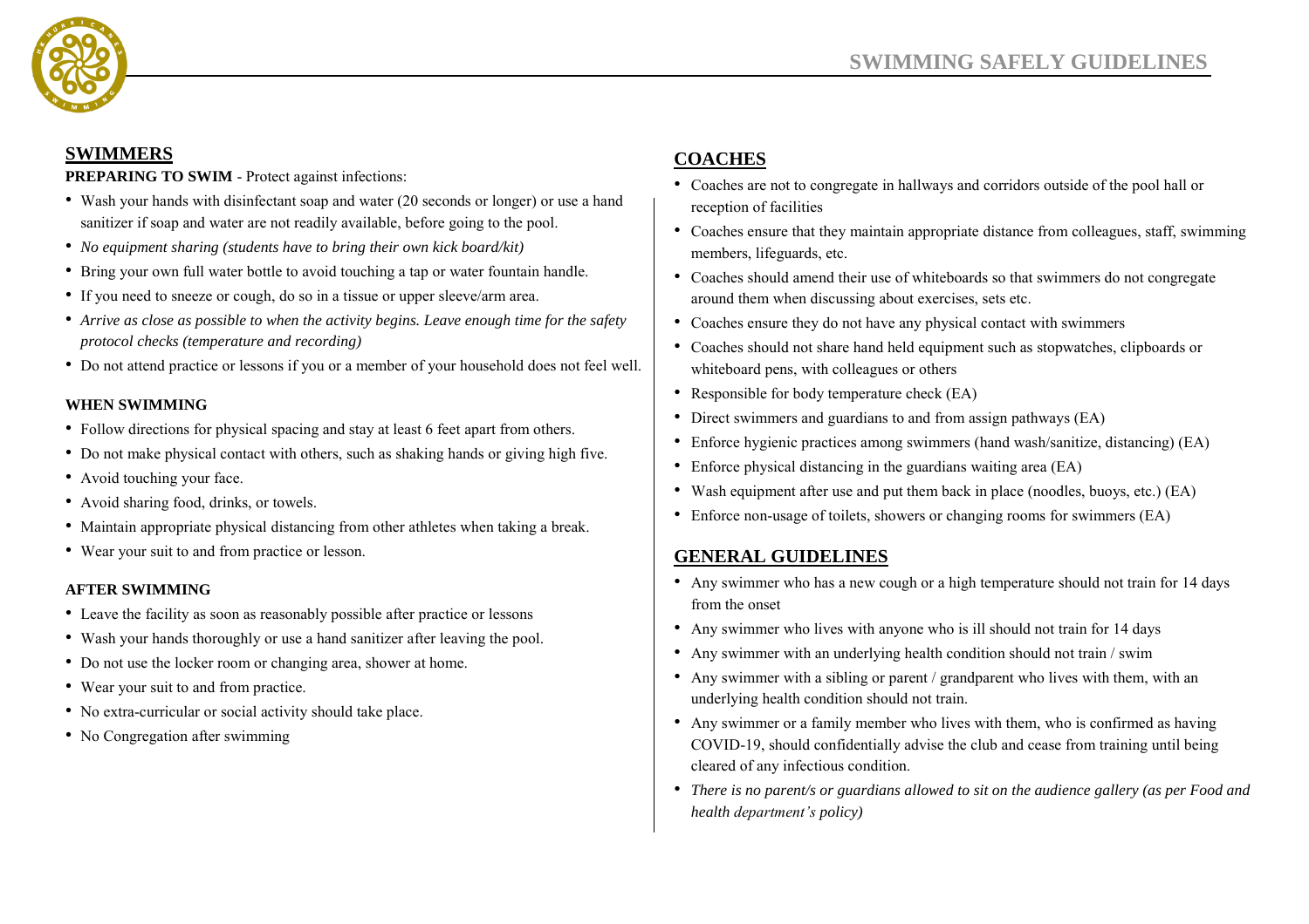# SWIMMING SAFELY GUIDELINES

## SWIMMERS

**PREPARING TO SWIM** - Protect against infections:

- Wash your hands with disinfectant soap and water (20 seconds or longer) or use a hand sanitizer if soap and water are not readily available, before going to the pool.
- *No equipment sharing (students have to bring their own kick board/kit)*
- Bring your own full water bottle to avoid touching a tap or water fountain handle.
- If you need to sneeze or cough, do so in a tissue or upper sleeve/arm area.
- *Arrive as close as possible to when the activity begins. Leave enough time for the safety protocol checks (temperature and recording)*
- Do not attend practice or lessons if you or a member of your household does not feel well.

**WHEN SWIMMING**

- Follow directions for physical spacing and stay at least 6 feet apart from others.
- Do not make physical contact with others, such as shaking hands or giving high five.
- Avoid touching your face.
- Avoid sharing food, drinks, or towels.
- Maintain appropriate physical distancing from other athletes when taking a break.
- Wear your suit to and from practice or lesson.

**AFTER SWIMMING**

- Leave the facility as soon as reasonably possible after practice or lessons
- Wash your hands thoroughly or use a hand sanitizer after leaving the pool.
- Do not use the locker room or changing area, shower at home.
- Wear your suit to and from practice.
- No extra-curricular or social activity should take place.
- No Congregation after swimming

## COACHES

- Coaches are not to congregate in hallways and corridors outside of the pool hall or reception of facilities
- Coaches ensure that they maintain appropriate distance from colleagues, staff, swimming members, lifeguards, etc.
- Coaches should amend their use of whiteboards so that swimmers do not congregate around them when discussing about exercises, sets etc.
- Coaches ensure they do not have any physical contact with swimmers
- Coaches should not share hand held equipment such as stopwatches, clipboards or whiteboard pens, with colleagues or others
- Responsible for body temperature check (EA)
- Direct swimmers and guardians to and from assign pathways (EA)
- Enforce hygienic practices among swimmers (hand wash/sanitize, distancing) (EA)
- Enforce physical distancing in the guardians waiting area (EA)
- Wash equipment after use and put them back in place (noodles, buoys, etc.) (EA)
- Enforce non-usage of toilets, showers or changing rooms for swimmers (EA)

## GENERAL GUIDELINES

- Any swimmer who has a new cough or a high temperature should not train for 14 days from the onset
- Any swimmer who lives with anyone who is ill should not train for 14 days
- Any swimmer with an underlying health condition should not train / swim
- Any swimmer with a sibling or parent / grandparent who lives with them, with an underlying health condition should not train.
- Any swimmer or a family member who lives with them, who is confirmed as having COVID-19, should confidentially advise the club and cease from training until being cleared of any infectious condition.
- *There is no parent/s or guardians allowed to sit on the audience gallery (as per Food and health department's policy)*